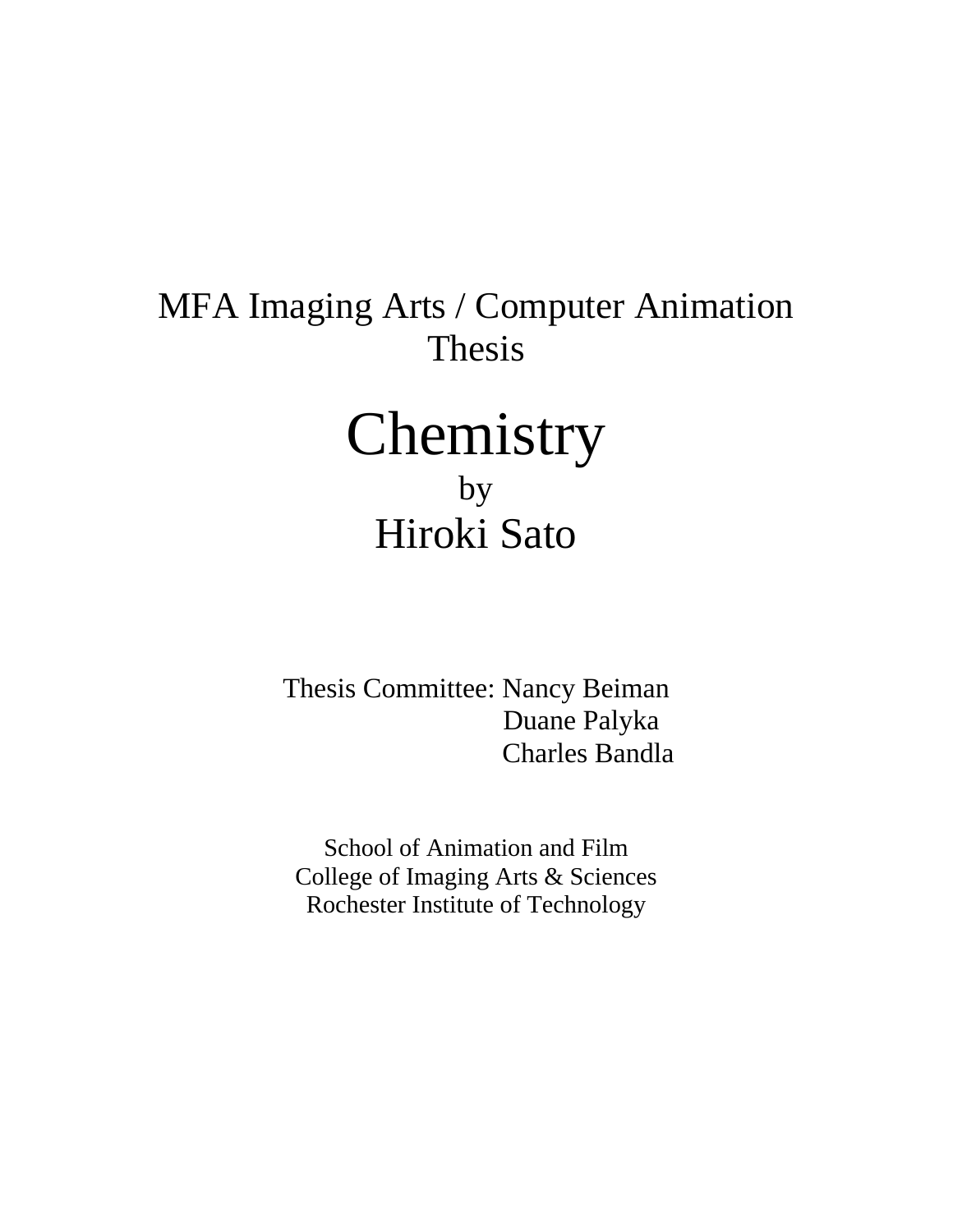MFA Imaging Arts / Computer Animation
Thesis

# Chemistry

by

## Hiroki Sato

Thesis Committee: Nancy Beiman
Duane Palyka
Charles Bandla

School of Animation and Film
College of Imaging Arts & Sciences
Rochester Institute of Technology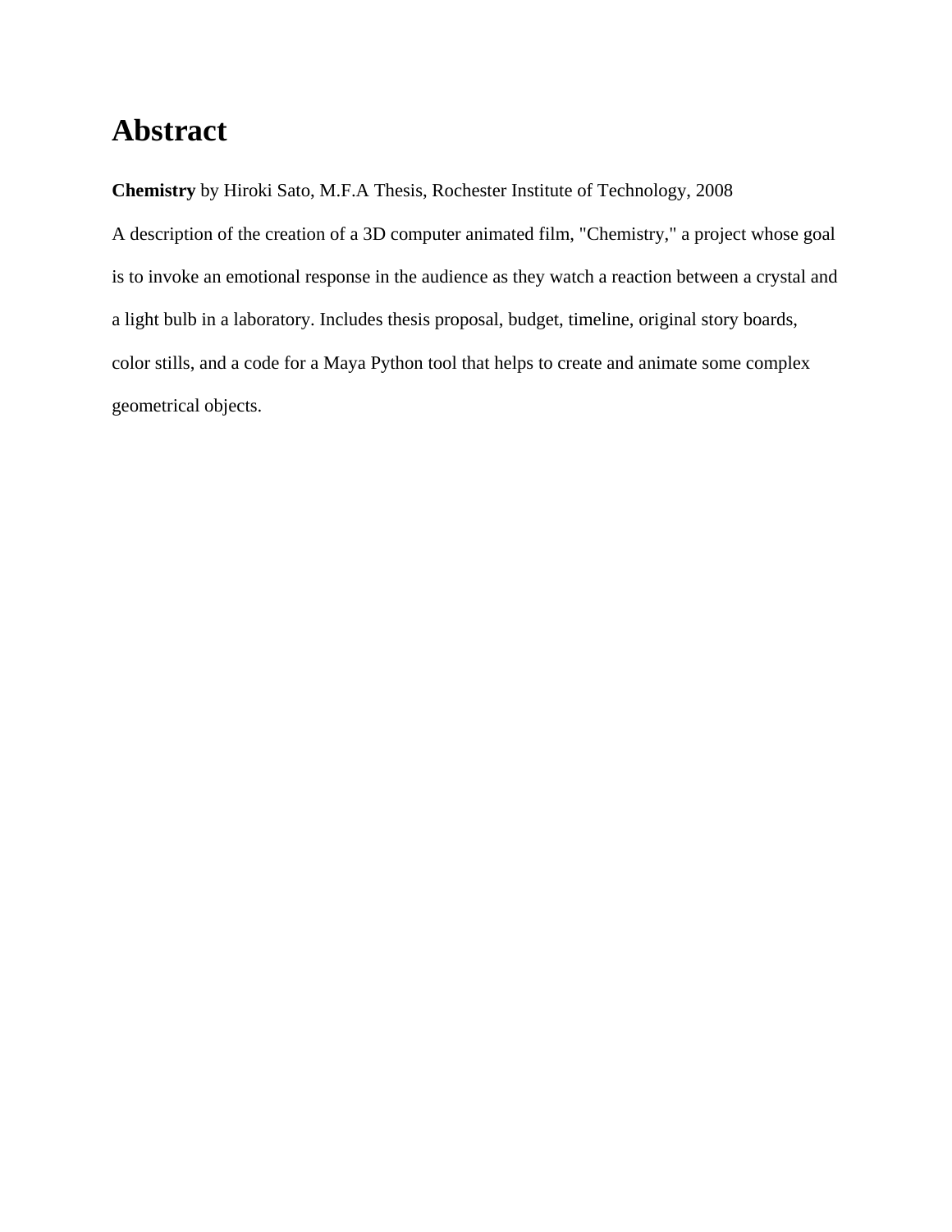# Abstract

**Chemistry** by Hiroki Sato, M.F.A Thesis, Rochester Institute of Technology, 2008

A description of the creation of a 3D computer animated film, "Chemistry," a project whose goal is to invoke an emotional response in the audience as they watch a reaction between a crystal and a light bulb in a laboratory. Includes thesis proposal, budget, timeline, original story boards, color stills, and a code for a Maya Python tool that helps to create and animate some complex geometrical objects.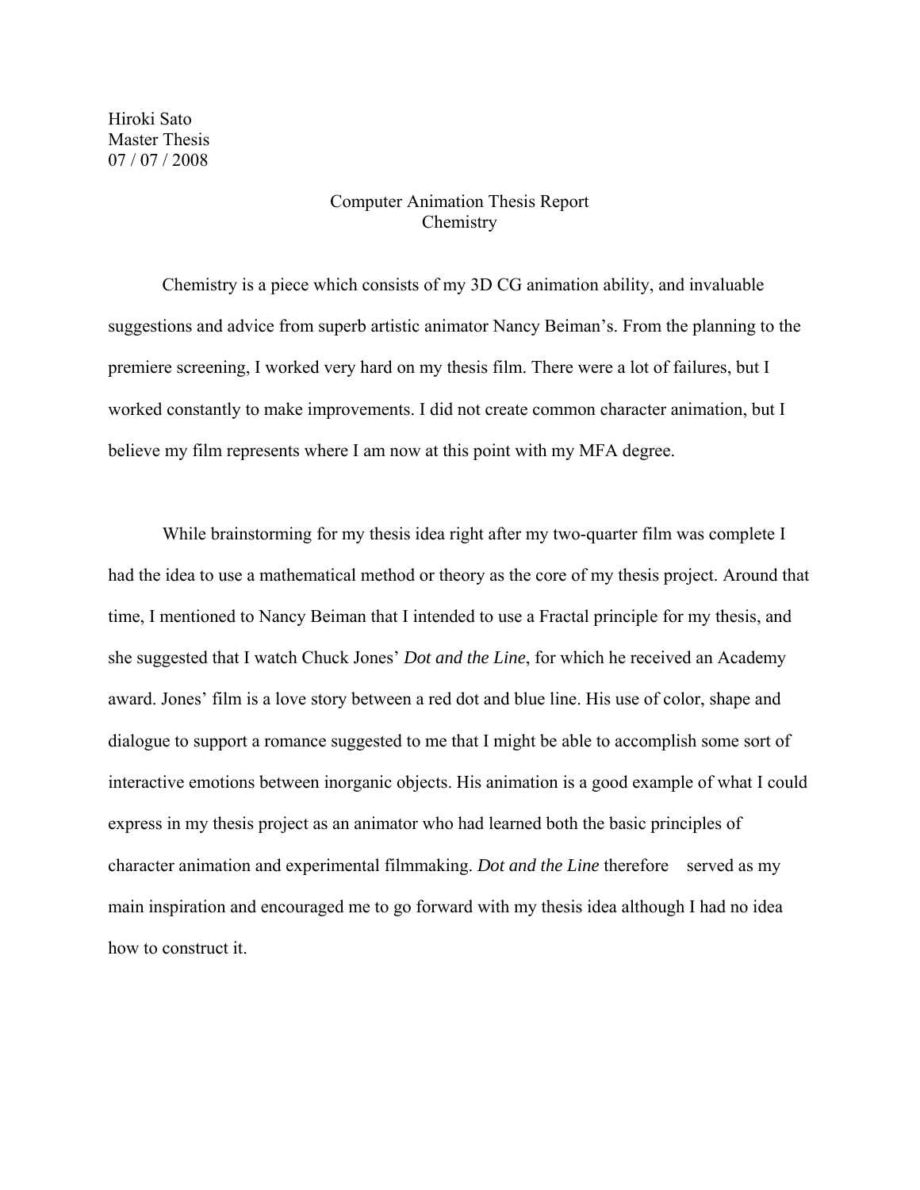Hiroki Sato
Master Thesis
07 / 07 / 2008

Computer Animation Thesis Report
Chemistry

Chemistry is a piece which consists of my 3D CG animation ability, and invaluable suggestions and advice from superb artistic animator Nancy Beiman's. From the planning to the premiere screening, I worked very hard on my thesis film. There were a lot of failures, but I worked constantly to make improvements. I did not create common character animation, but I believe my film represents where I am now at this point with my MFA degree.

While brainstorming for my thesis idea right after my two-quarter film was complete I had the idea to use a mathematical method or theory as the core of my thesis project. Around that time, I mentioned to Nancy Beiman that I intended to use a Fractal principle for my thesis, and she suggested that I watch Chuck Jones' *Dot and the Line*, for which he received an Academy award. Jones' film is a love story between a red dot and blue line. His use of color, shape and dialogue to support a romance suggested to me that I might be able to accomplish some sort of interactive emotions between inorganic objects. His animation is a good example of what I could express in my thesis project as an animator who had learned both the basic principles of character animation and experimental filmmaking. *Dot and the Line* therefore served as my main inspiration and encouraged me to go forward with my thesis idea although I had no idea how to construct it.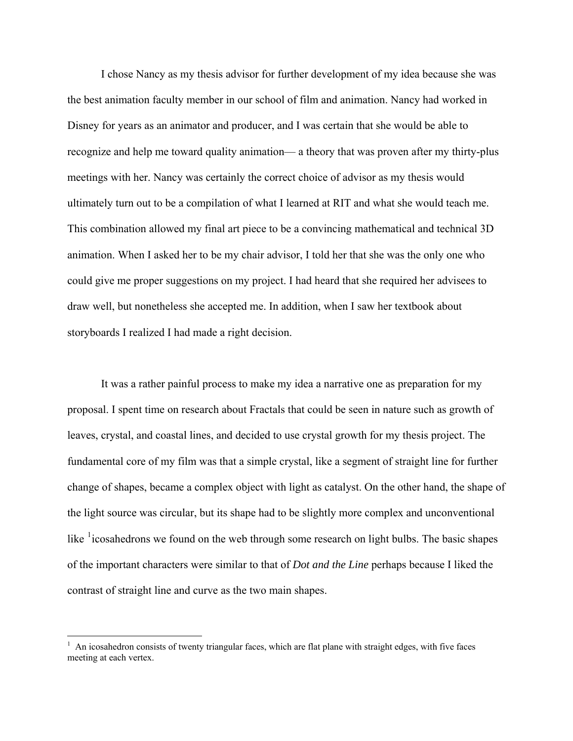I chose Nancy as my thesis advisor for further development of my idea because she was the best animation faculty member in our school of film and animation. Nancy had worked in Disney for years as an animator and producer, and I was certain that she would be able to recognize and help me toward quality animation— a theory that was proven after my thirty-plus meetings with her. Nancy was certainly the correct choice of advisor as my thesis would ultimately turn out to be a compilation of what I learned at RIT and what she would teach me. This combination allowed my final art piece to be a convincing mathematical and technical 3D animation. When I asked her to be my chair advisor, I told her that she was the only one who could give me proper suggestions on my project. I had heard that she required her advisees to draw well, but nonetheless she accepted me. In addition, when I saw her textbook about storyboards I realized I had made a right decision.

It was a rather painful process to make my idea a narrative one as preparation for my proposal. I spent time on research about Fractals that could be seen in nature such as growth of leaves, crystal, and coastal lines, and decided to use crystal growth for my thesis project. The fundamental core of my film was that a simple crystal, like a segment of straight line for further change of shapes, became a complex object with light as catalyst. On the other hand, the shape of the light source was circular, but its shape had to be slightly more complex and unconventional like [1]icosahedrons we found on the web through some research on light bulbs. The basic shapes of the important characters were similar to that of *Dot and the Line* perhaps because I liked the contrast of straight line and curve as the two main shapes.

---

[1] An icosahedron consists of twenty triangular faces, which are flat plane with straight edges, with five faces meeting at each vertex.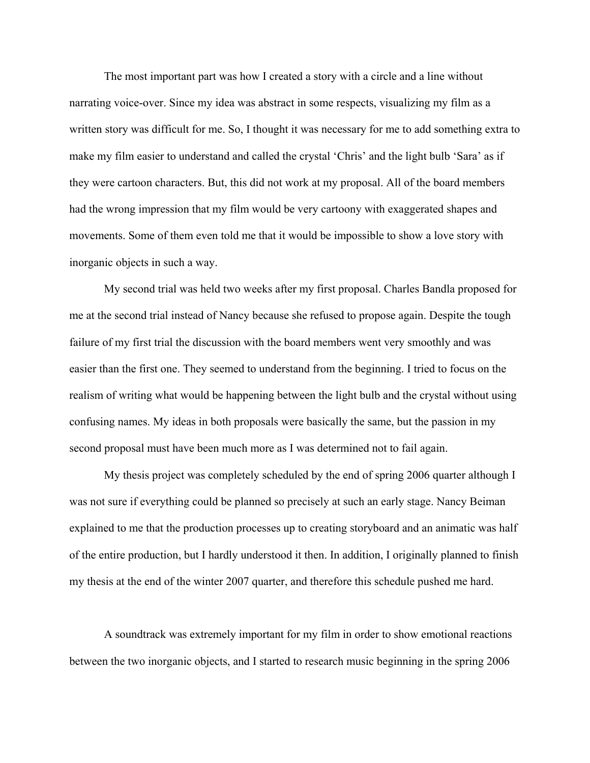The most important part was how I created a story with a circle and a line without narrating voice-over. Since my idea was abstract in some respects, visualizing my film as a written story was difficult for me. So, I thought it was necessary for me to add something extra to make my film easier to understand and called the crystal 'Chris' and the light bulb 'Sara' as if they were cartoon characters. But, this did not work at my proposal. All of the board members had the wrong impression that my film would be very cartoony with exaggerated shapes and movements. Some of them even told me that it would be impossible to show a love story with inorganic objects in such a way.

My second trial was held two weeks after my first proposal. Charles Bandla proposed for me at the second trial instead of Nancy because she refused to propose again. Despite the tough failure of my first trial the discussion with the board members went very smoothly and was easier than the first one. They seemed to understand from the beginning. I tried to focus on the realism of writing what would be happening between the light bulb and the crystal without using confusing names. My ideas in both proposals were basically the same, but the passion in my second proposal must have been much more as I was determined not to fail again.

My thesis project was completely scheduled by the end of spring 2006 quarter although I was not sure if everything could be planned so precisely at such an early stage. Nancy Beiman explained to me that the production processes up to creating storyboard and an animatic was half of the entire production, but I hardly understood it then. In addition, I originally planned to finish my thesis at the end of the winter 2007 quarter, and therefore this schedule pushed me hard.

A soundtrack was extremely important for my film in order to show emotional reactions between the two inorganic objects, and I started to research music beginning in the spring 2006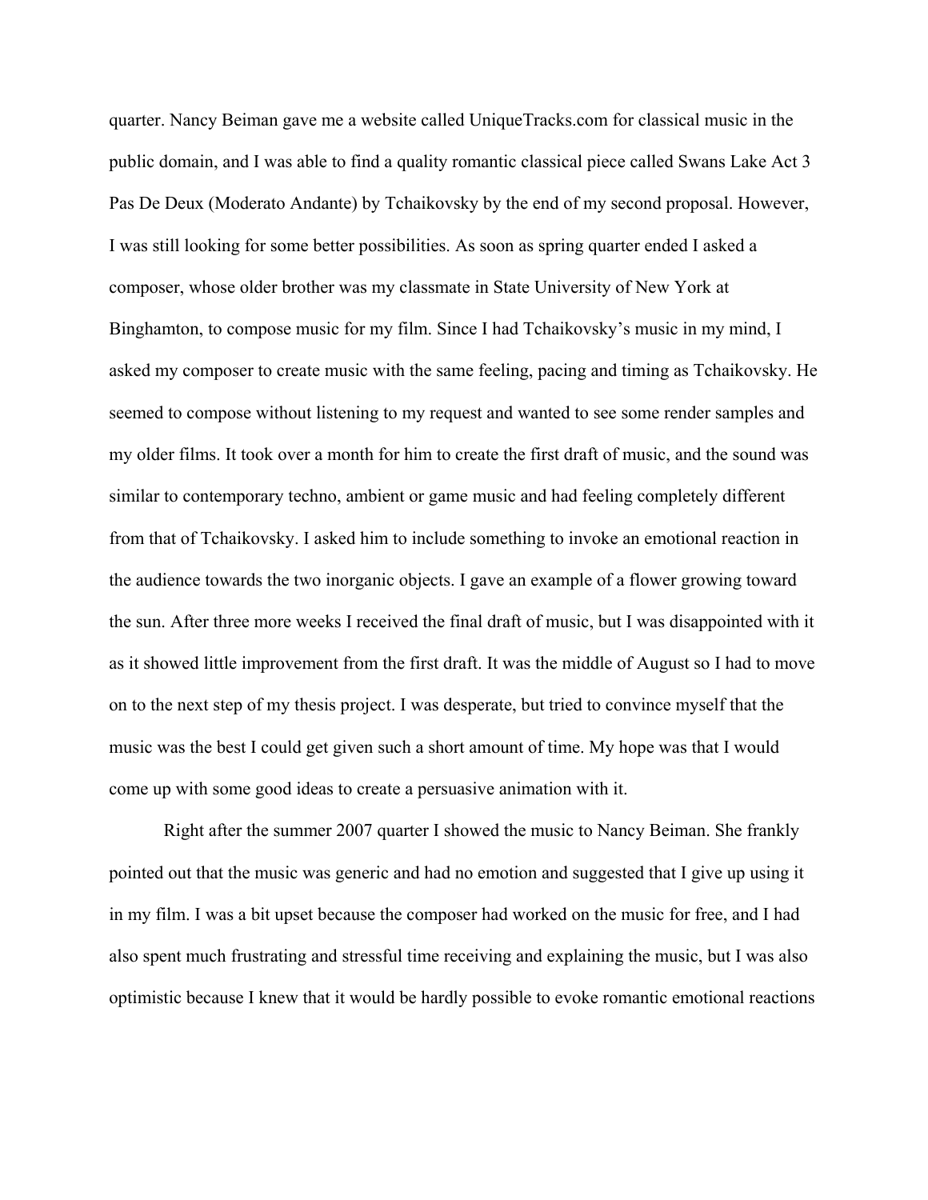quarter. Nancy Beiman gave me a website called UniqueTracks.com for classical music in the public domain, and I was able to find a quality romantic classical piece called Swans Lake Act 3 Pas De Deux (Moderato Andante) by Tchaikovsky by the end of my second proposal. However, I was still looking for some better possibilities. As soon as spring quarter ended I asked a composer, whose older brother was my classmate in State University of New York at Binghamton, to compose music for my film. Since I had Tchaikovsky's music in my mind, I asked my composer to create music with the same feeling, pacing and timing as Tchaikovsky. He seemed to compose without listening to my request and wanted to see some render samples and my older films. It took over a month for him to create the first draft of music, and the sound was similar to contemporary techno, ambient or game music and had feeling completely different from that of Tchaikovsky. I asked him to include something to invoke an emotional reaction in the audience towards the two inorganic objects. I gave an example of a flower growing toward the sun. After three more weeks I received the final draft of music, but I was disappointed with it as it showed little improvement from the first draft. It was the middle of August so I had to move on to the next step of my thesis project. I was desperate, but tried to convince myself that the music was the best I could get given such a short amount of time. My hope was that I would come up with some good ideas to create a persuasive animation with it.

Right after the summer 2007 quarter I showed the music to Nancy Beiman. She frankly pointed out that the music was generic and had no emotion and suggested that I give up using it in my film. I was a bit upset because the composer had worked on the music for free, and I had also spent much frustrating and stressful time receiving and explaining the music, but I was also optimistic because I knew that it would be hardly possible to evoke romantic emotional reactions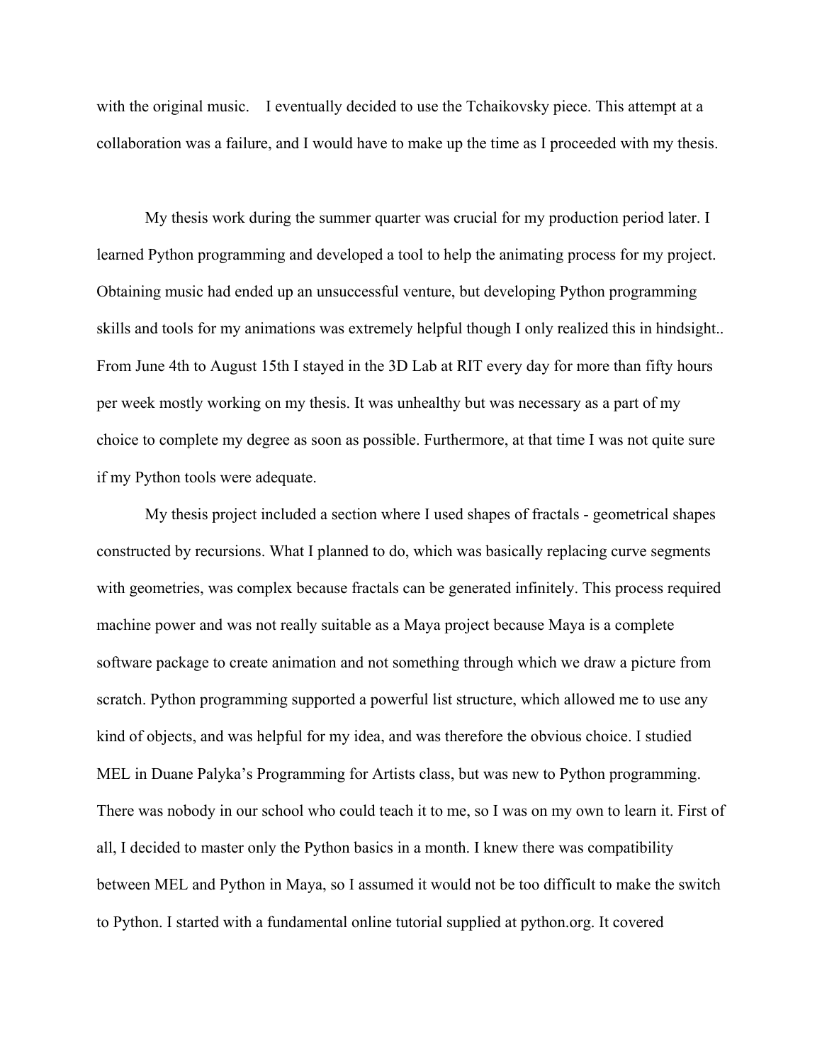with the original music.  I eventually decided to use the Tchaikovsky piece. This attempt at a collaboration was a failure, and I would have to make up the time as I proceeded with my thesis.

My thesis work during the summer quarter was crucial for my production period later. I learned Python programming and developed a tool to help the animating process for my project. Obtaining music had ended up an unsuccessful venture, but developing Python programming skills and tools for my animations was extremely helpful though I only realized this in hindsight.. From June 4th to August 15th I stayed in the 3D Lab at RIT every day for more than fifty hours per week mostly working on my thesis. It was unhealthy but was necessary as a part of my choice to complete my degree as soon as possible. Furthermore, at that time I was not quite sure if my Python tools were adequate.

My thesis project included a section where I used shapes of fractals - geometrical shapes constructed by recursions. What I planned to do, which was basically replacing curve segments with geometries, was complex because fractals can be generated infinitely. This process required machine power and was not really suitable as a Maya project because Maya is a complete software package to create animation and not something through which we draw a picture from scratch. Python programming supported a powerful list structure, which allowed me to use any kind of objects, and was helpful for my idea, and was therefore the obvious choice. I studied MEL in Duane Palyka's Programming for Artists class, but was new to Python programming. There was nobody in our school who could teach it to me, so I was on my own to learn it. First of all, I decided to master only the Python basics in a month. I knew there was compatibility between MEL and Python in Maya, so I assumed it would not be too difficult to make the switch to Python. I started with a fundamental online tutorial supplied at python.org. It covered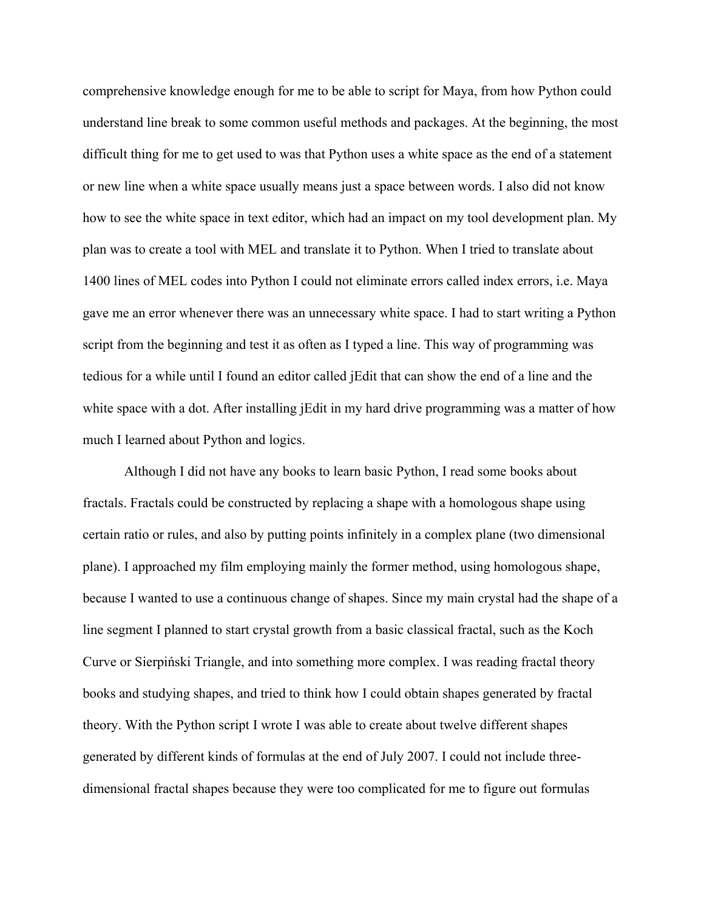comprehensive knowledge enough for me to be able to script for Maya, from how Python could understand line break to some common useful methods and packages. At the beginning, the most difficult thing for me to get used to was that Python uses a white space as the end of a statement or new line when a white space usually means just a space between words. I also did not know how to see the white space in text editor, which had an impact on my tool development plan. My plan was to create a tool with MEL and translate it to Python. When I tried to translate about 1400 lines of MEL codes into Python I could not eliminate errors called index errors, i.e. Maya gave me an error whenever there was an unnecessary white space. I had to start writing a Python script from the beginning and test it as often as I typed a line. This way of programming was tedious for a while until I found an editor called jEdit that can show the end of a line and the white space with a dot. After installing jEdit in my hard drive programming was a matter of how much I learned about Python and logics.

Although I did not have any books to learn basic Python, I read some books about fractals. Fractals could be constructed by replacing a shape with a homologous shape using certain ratio or rules, and also by putting points infinitely in a complex plane (two dimensional plane). I approached my film employing mainly the former method, using homologous shape, because I wanted to use a continuous change of shapes. Since my main crystal had the shape of a line segment I planned to start crystal growth from a basic classical fractal, such as the Koch Curve or Sierpiński Triangle, and into something more complex. I was reading fractal theory books and studying shapes, and tried to think how I could obtain shapes generated by fractal theory. With the Python script I wrote I was able to create about twelve different shapes generated by different kinds of formulas at the end of July 2007. I could not include three-dimensional fractal shapes because they were too complicated for me to figure out formulas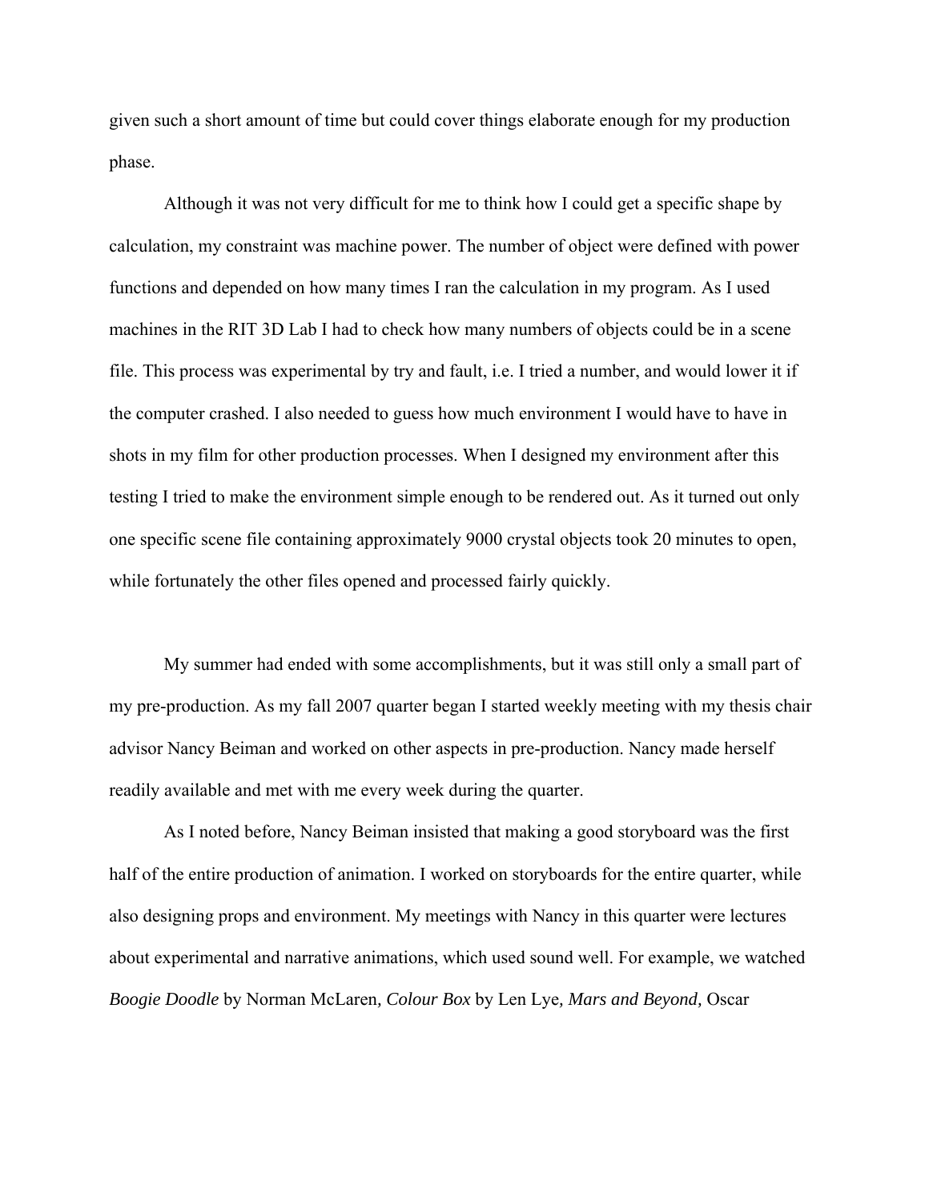given such a short amount of time but could cover things elaborate enough for my production phase.

Although it was not very difficult for me to think how I could get a specific shape by calculation, my constraint was machine power. The number of object were defined with power functions and depended on how many times I ran the calculation in my program. As I used machines in the RIT 3D Lab I had to check how many numbers of objects could be in a scene file. This process was experimental by try and fault, i.e. I tried a number, and would lower it if the computer crashed. I also needed to guess how much environment I would have to have in shots in my film for other production processes. When I designed my environment after this testing I tried to make the environment simple enough to be rendered out. As it turned out only one specific scene file containing approximately 9000 crystal objects took 20 minutes to open, while fortunately the other files opened and processed fairly quickly.

My summer had ended with some accomplishments, but it was still only a small part of my pre-production. As my fall 2007 quarter began I started weekly meeting with my thesis chair advisor Nancy Beiman and worked on other aspects in pre-production. Nancy made herself readily available and met with me every week during the quarter.

As I noted before, Nancy Beiman insisted that making a good storyboard was the first half of the entire production of animation. I worked on storyboards for the entire quarter, while also designing props and environment. My meetings with Nancy in this quarter were lectures about experimental and narrative animations, which used sound well. For example, we watched *Boogie Doodle* by Norman McLaren, *Colour Box* by Len Lye, *Mars and Beyond,* Oscar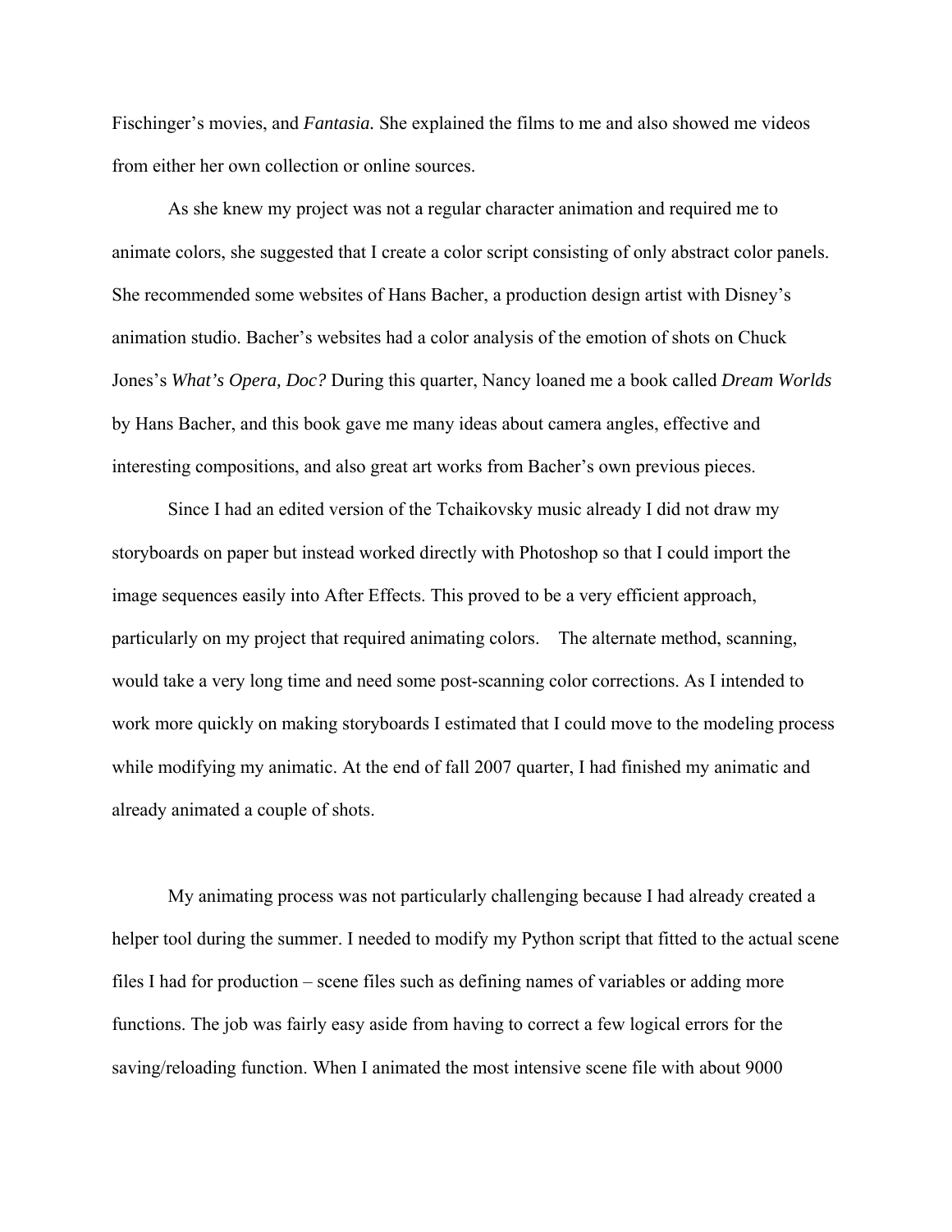Fischinger's movies, and *Fantasia.* She explained the films to me and also showed me videos from either her own collection or online sources.

As she knew my project was not a regular character animation and required me to animate colors, she suggested that I create a color script consisting of only abstract color panels. She recommended some websites of Hans Bacher, a production design artist with Disney's animation studio. Bacher's websites had a color analysis of the emotion of shots on Chuck Jones's *What's Opera, Doc?* During this quarter, Nancy loaned me a book called *Dream Worlds* by Hans Bacher, and this book gave me many ideas about camera angles, effective and interesting compositions, and also great art works from Bacher's own previous pieces.

Since I had an edited version of the Tchaikovsky music already I did not draw my storyboards on paper but instead worked directly with Photoshop so that I could import the image sequences easily into After Effects. This proved to be a very efficient approach, particularly on my project that required animating colors. The alternate method, scanning, would take a very long time and need some post-scanning color corrections. As I intended to work more quickly on making storyboards I estimated that I could move to the modeling process while modifying my animatic. At the end of fall 2007 quarter, I had finished my animatic and already animated a couple of shots.

My animating process was not particularly challenging because I had already created a helper tool during the summer. I needed to modify my Python script that fitted to the actual scene files I had for production – scene files such as defining names of variables or adding more functions. The job was fairly easy aside from having to correct a few logical errors for the saving/reloading function. When I animated the most intensive scene file with about 9000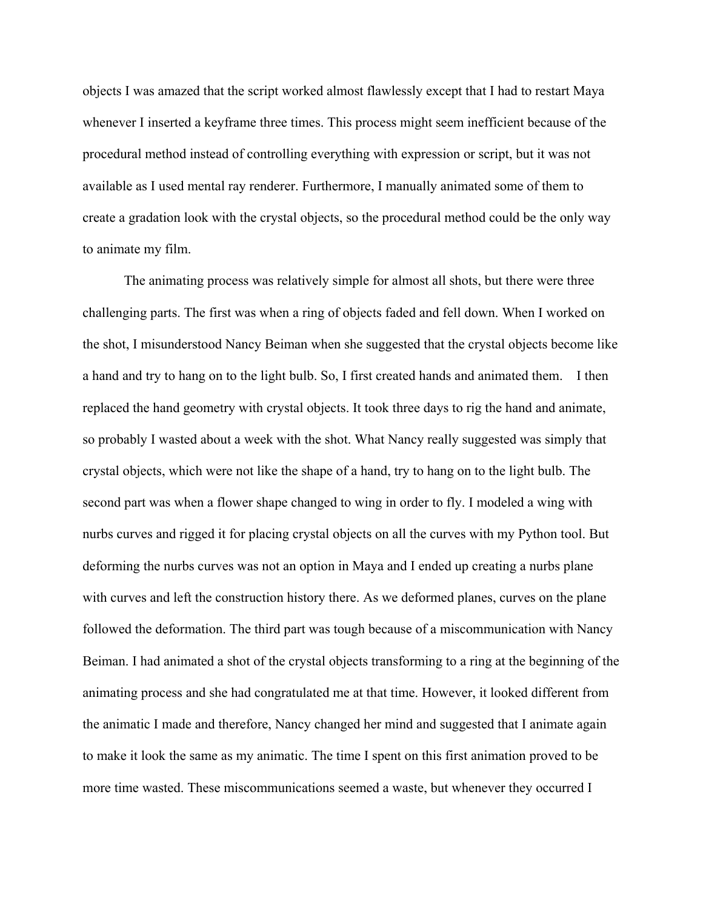objects I was amazed that the script worked almost flawlessly except that I had to restart Maya whenever I inserted a keyframe three times. This process might seem inefficient because of the procedural method instead of controlling everything with expression or script, but it was not available as I used mental ray renderer. Furthermore, I manually animated some of them to create a gradation look with the crystal objects, so the procedural method could be the only way to animate my film.

The animating process was relatively simple for almost all shots, but there were three challenging parts. The first was when a ring of objects faded and fell down. When I worked on the shot, I misunderstood Nancy Beiman when she suggested that the crystal objects become like a hand and try to hang on to the light bulb. So, I first created hands and animated them. I then replaced the hand geometry with crystal objects. It took three days to rig the hand and animate, so probably I wasted about a week with the shot. What Nancy really suggested was simply that crystal objects, which were not like the shape of a hand, try to hang on to the light bulb. The second part was when a flower shape changed to wing in order to fly. I modeled a wing with nurbs curves and rigged it for placing crystal objects on all the curves with my Python tool. But deforming the nurbs curves was not an option in Maya and I ended up creating a nurbs plane with curves and left the construction history there. As we deformed planes, curves on the plane followed the deformation. The third part was tough because of a miscommunication with Nancy Beiman. I had animated a shot of the crystal objects transforming to a ring at the beginning of the animating process and she had congratulated me at that time. However, it looked different from the animatic I made and therefore, Nancy changed her mind and suggested that I animate again to make it look the same as my animatic. The time I spent on this first animation proved to be more time wasted. These miscommunications seemed a waste, but whenever they occurred I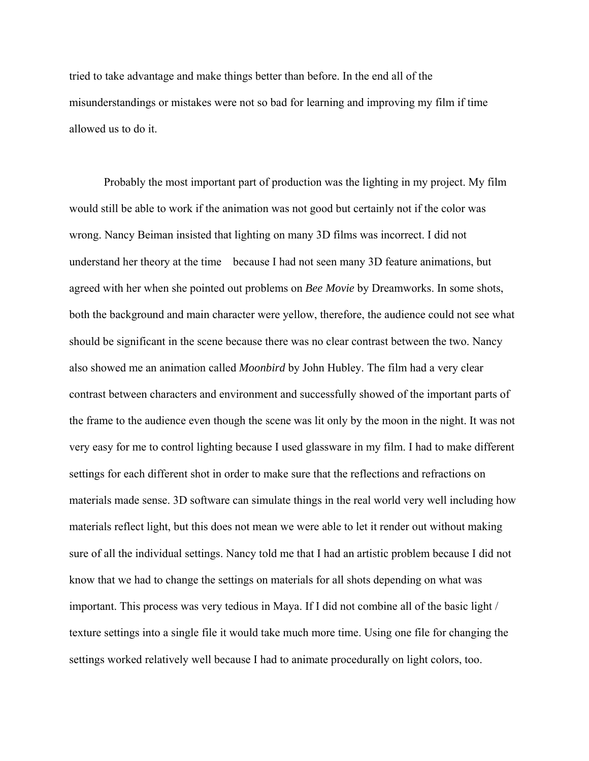tried to take advantage and make things better than before. In the end all of the misunderstandings or mistakes were not so bad for learning and improving my film if time allowed us to do it.

Probably the most important part of production was the lighting in my project. My film would still be able to work if the animation was not good but certainly not if the color was wrong. Nancy Beiman insisted that lighting on many 3D films was incorrect. I did not understand her theory at the time because I had not seen many 3D feature animations, but agreed with her when she pointed out problems on *Bee Movie* by Dreamworks. In some shots, both the background and main character were yellow, therefore, the audience could not see what should be significant in the scene because there was no clear contrast between the two. Nancy also showed me an animation called *Moonbird* by John Hubley. The film had a very clear contrast between characters and environment and successfully showed of the important parts of the frame to the audience even though the scene was lit only by the moon in the night. It was not very easy for me to control lighting because I used glassware in my film. I had to make different settings for each different shot in order to make sure that the reflections and refractions on materials made sense. 3D software can simulate things in the real world very well including how materials reflect light, but this does not mean we were able to let it render out without making sure of all the individual settings. Nancy told me that I had an artistic problem because I did not know that we had to change the settings on materials for all shots depending on what was important. This process was very tedious in Maya. If I did not combine all of the basic light / texture settings into a single file it would take much more time. Using one file for changing the settings worked relatively well because I had to animate procedurally on light colors, too.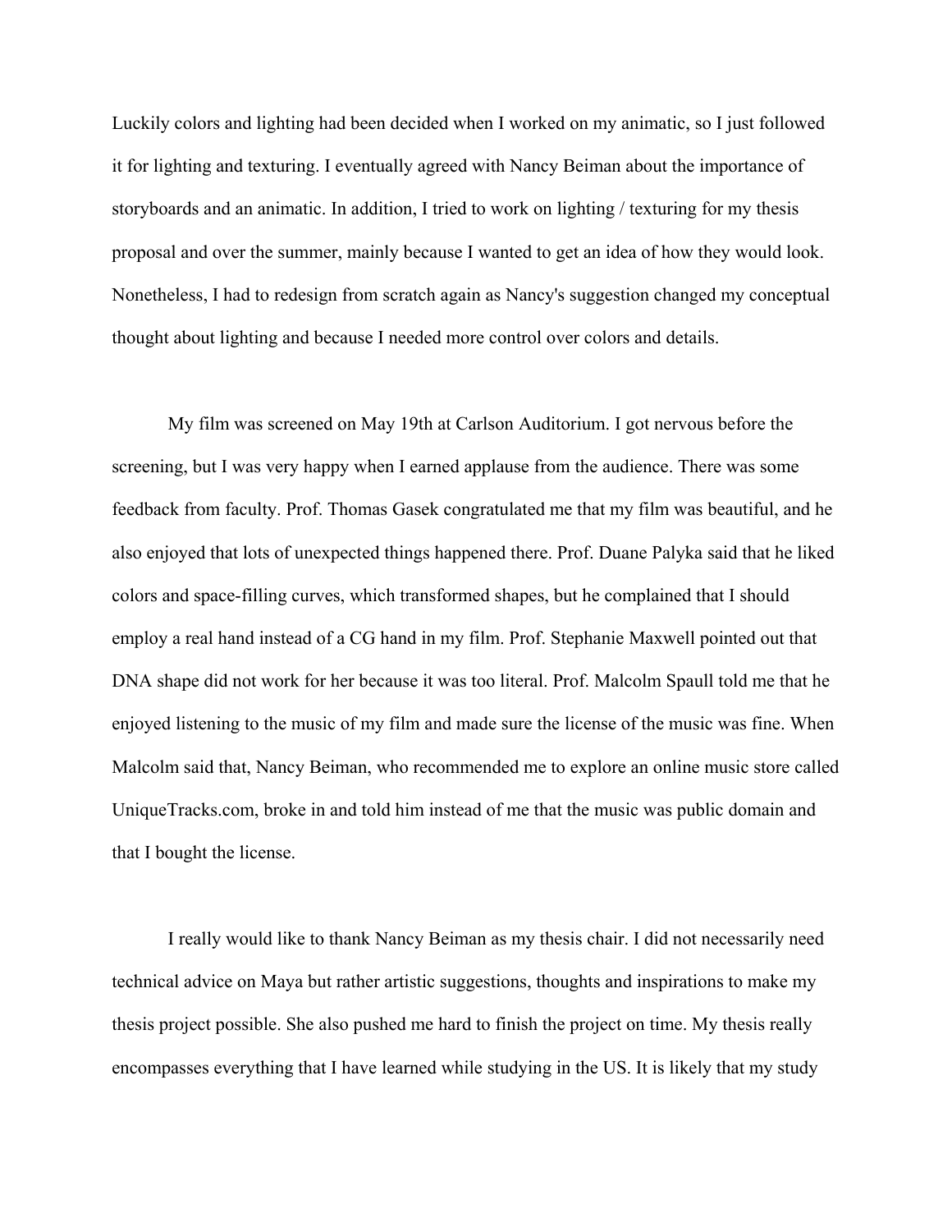Luckily colors and lighting had been decided when I worked on my animatic, so I just followed it for lighting and texturing. I eventually agreed with Nancy Beiman about the importance of storyboards and an animatic. In addition, I tried to work on lighting / texturing for my thesis proposal and over the summer, mainly because I wanted to get an idea of how they would look. Nonetheless, I had to redesign from scratch again as Nancy's suggestion changed my conceptual thought about lighting and because I needed more control over colors and details.

My film was screened on May 19th at Carlson Auditorium. I got nervous before the screening, but I was very happy when I earned applause from the audience. There was some feedback from faculty. Prof. Thomas Gasek congratulated me that my film was beautiful, and he also enjoyed that lots of unexpected things happened there. Prof. Duane Palyka said that he liked colors and space-filling curves, which transformed shapes, but he complained that I should employ a real hand instead of a CG hand in my film. Prof. Stephanie Maxwell pointed out that DNA shape did not work for her because it was too literal. Prof. Malcolm Spaull told me that he enjoyed listening to the music of my film and made sure the license of the music was fine. When Malcolm said that, Nancy Beiman, who recommended me to explore an online music store called UniqueTracks.com, broke in and told him instead of me that the music was public domain and that I bought the license.

I really would like to thank Nancy Beiman as my thesis chair. I did not necessarily need technical advice on Maya but rather artistic suggestions, thoughts and inspirations to make my thesis project possible. She also pushed me hard to finish the project on time. My thesis really encompasses everything that I have learned while studying in the US. It is likely that my study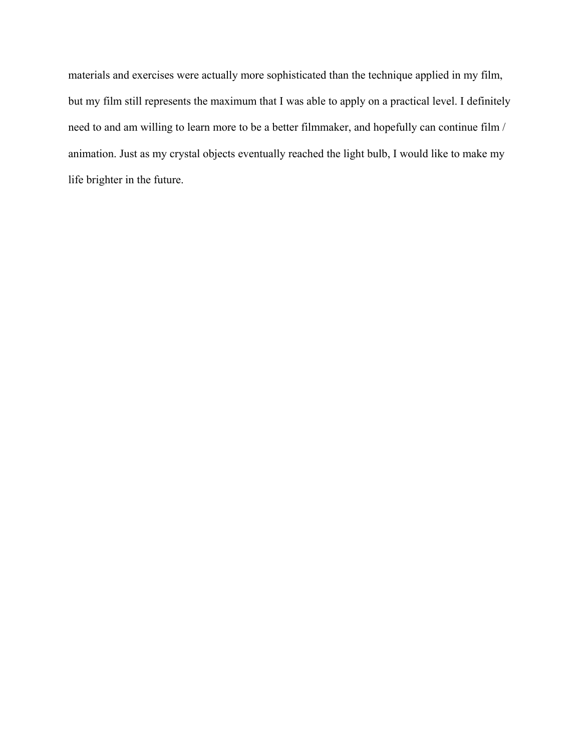materials and exercises were actually more sophisticated than the technique applied in my film, but my film still represents the maximum that I was able to apply on a practical level. I definitely need to and am willing to learn more to be a better filmmaker, and hopefully can continue film / animation. Just as my crystal objects eventually reached the light bulb, I would like to make my life brighter in the future.